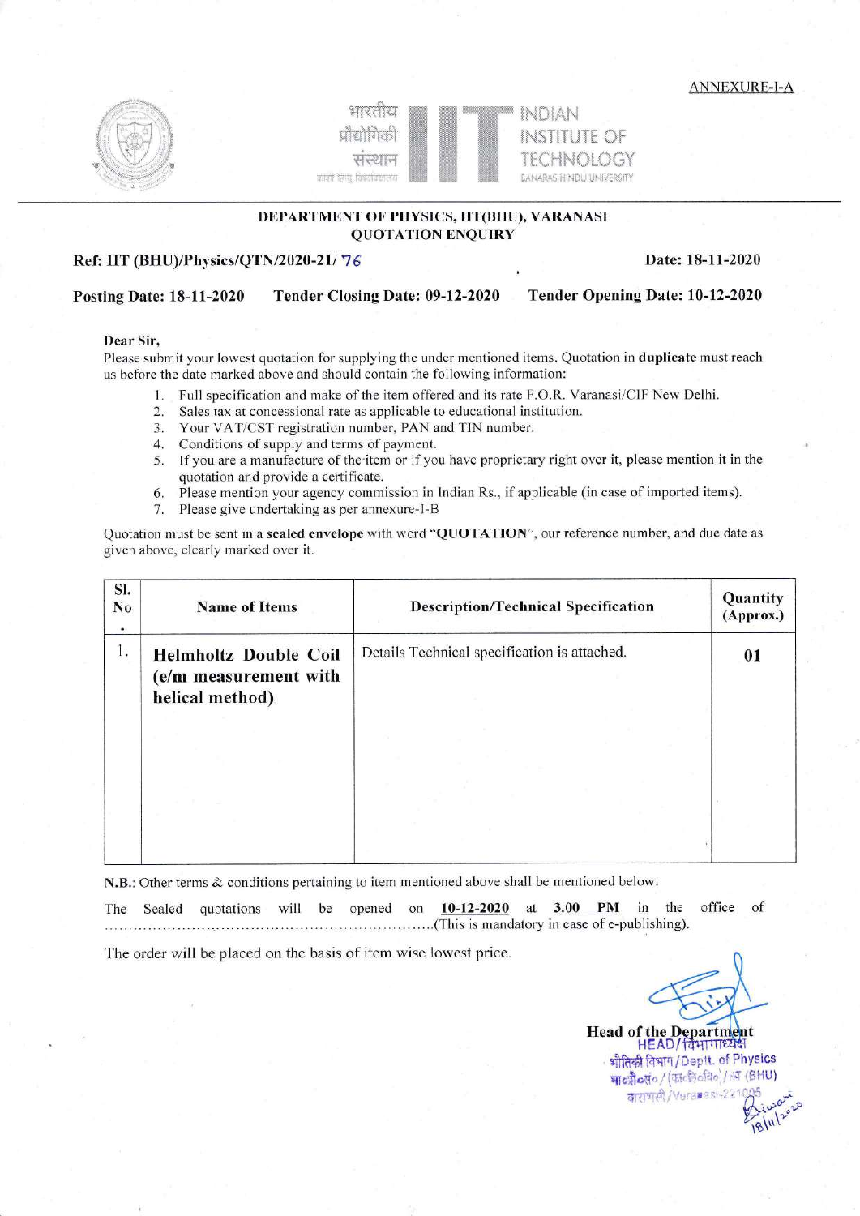ANNEXURE-I-A

भारतीय प्रौद्योगिकी संस्थान (काशी हिन्दू विश्वविद्यालय)
INDIAN INSTITUTE OF TECHNOLOGY
BANARAS HINDU UNIVERSITY

## DEPARTMENT OF PHYSICS, IIT(BHU), VARANASI
## QUOTATION ENQUIRY

**Ref: IIT (BHU)/Physics/QTN/2020-21/ 76** **Date: 18-11-2020**

**Posting Date: 18-11-2020** **Tender Closing Date: 09-12-2020** **Tender Opening Date: 10-12-2020**

**Dear Sir,**

Please submit your lowest quotation for supplying the under mentioned items. Quotation in **duplicate** must reach us before the date marked above and should contain the following information:

1. Full specification and make of the item offered and its rate F.O.R. Varanasi/CIF New Delhi.
2. Sales tax at concessional rate as applicable to educational institution.
3. Your VAT/CST registration number, PAN and TIN number.
4. Conditions of supply and terms of payment.
5. If you are a manufacture of the item or if you have proprietary right over it, please mention it in the quotation and provide a certificate.
6. Please mention your agency commission in Indian Rs., if applicable (in case of imported items).
7. Please give undertaking as per annexure-I-B

Quotation must be sent in a **sealed envelope** with word "**QUOTATION**", our reference number, and due date as given above, clearly marked over it.

| Sl. No. | Name of Items | Description/Technical Specification | Quantity (Approx.) |
|---|---|---|---|
| 1. | **Helmholtz Double Coil (e/m measurement with helical method)** | Details Technical specification is attached. | **01** |

**N.B.:** Other terms & conditions pertaining to item mentioned above shall be mentioned below:

The Sealed quotations will be opened on **10-12-2020** at **3.00 PM** in the office of ……………………………………………………………(This is mandatory in case of e-publishing).

The order will be placed on the basis of item wise lowest price.

**Head of the Department**
HEAD/विभागाध्यक्ष
भौतिकी विभाग/Deptt. of Physics
भा०प्रौ०सं०/(का०हि०वि०)/IIT (BHU)
वाराणसी/Varanasi-221005
18/11/2020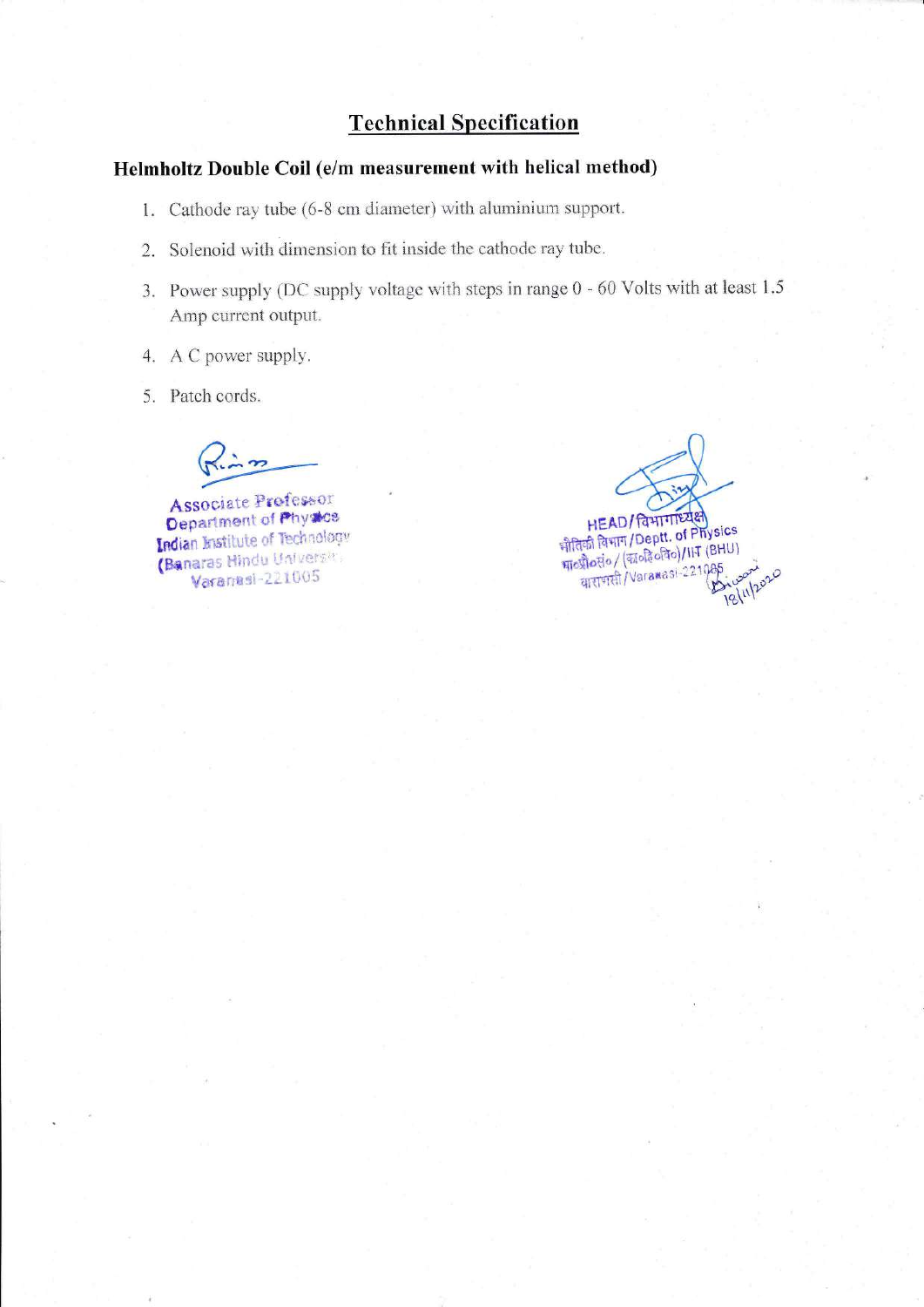## Technical Specification

### Helmholtz Double Coil (e/m measurement with helical method)

1. Cathode ray tube (6-8 cm diameter) with aluminium support.
2. Solenoid with dimension to fit inside the cathode ray tube.
3. Power supply (DC supply voltage with steps in range 0 - 60 Volts with at least 1.5 Amp current output.
4. A C power supply.
5. Patch cords.

Associate Professor
Department of Physics
Indian Institute of Technology
(Banaras Hindu University)
Varanasi-221005

HEAD/विभागाध्यक्ष
भौतिकी विभाग/Deptt. of Physics
भा०प्रौ०सं०/(का०हि०वि०)/IIT (BHU)
वाराणसी/Varanasi-221005
18/11/2020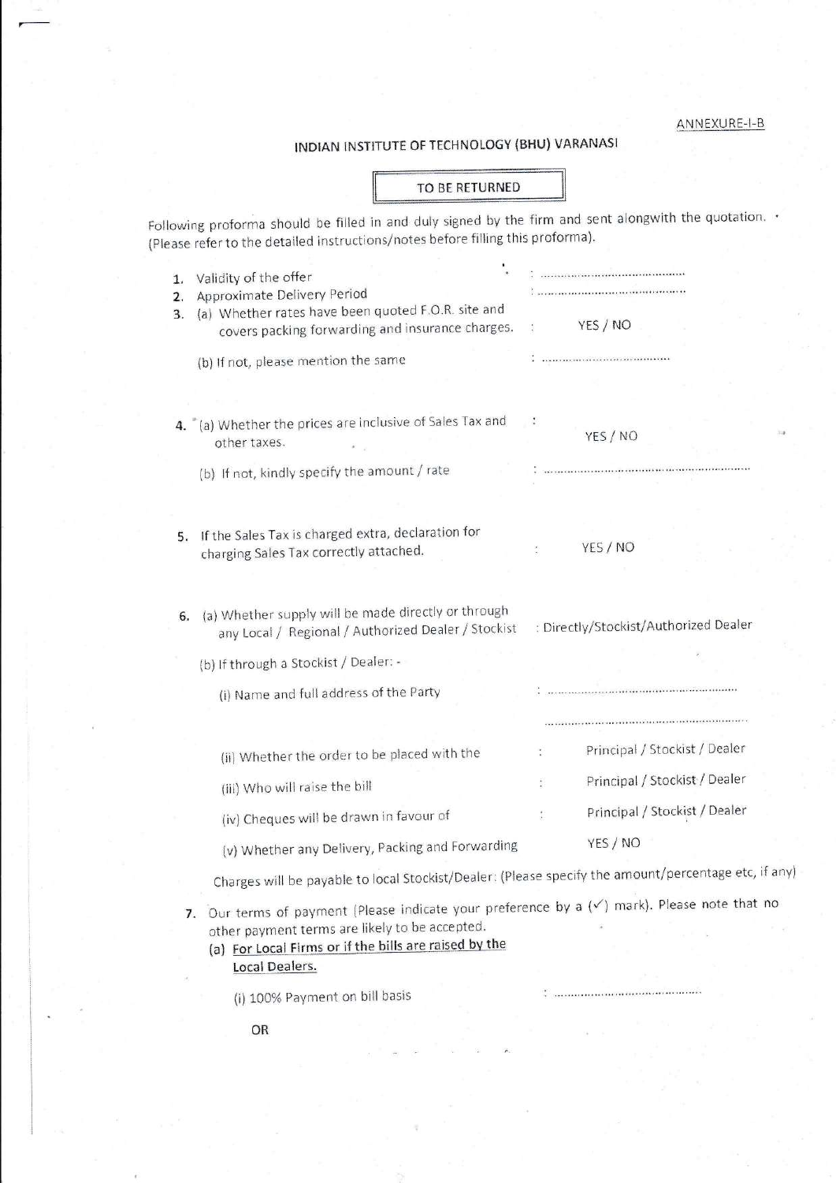ANNEXURE-I-B

## INDIAN INSTITUTE OF TECHNOLOGY (BHU) VARANASI

**TO BE RETURNED**

Following proforma should be filled in and duly signed by the firm and sent alongwith the quotation. (Please refer to the detailed instructions/notes before filling this proforma).

1. Validity of the offer : ..........................................
2. Approximate Delivery Period : ..........................................
3. (a) Whether rates have been quoted F.O.R. site and covers packing forwarding and insurance charges. : YES / NO

   (b) If not, please mention the same : ..........................................

4. (a) Whether the prices are inclusive of Sales Tax and other taxes. : YES / NO

   (b) If not, kindly specify the amount / rate : ..........................................

5. If the Sales Tax is charged extra, declaration for charging Sales Tax correctly attached. : YES / NO

6. (a) Whether supply will be made directly or through any Local / Regional / Authorized Dealer / Stockist : Directly/Stockist/Authorized Dealer

   (b) If through a Stockist / Dealer: -

   (i) Name and full address of the Party : ..........................................

   ..........................................

   (ii) Whether the order to be placed with the : Principal / Stockist / Dealer

   (iii) Who will raise the bill : Principal / Stockist / Dealer

   (iv) Cheques will be drawn in favour of : Principal / Stockist / Dealer

   (v) Whether any Delivery, Packing and Forwarding YES / NO

   Charges will be payable to local Stockist/Dealer: (Please specify the amount/percentage etc, if any)

7. Our terms of payment (Please indicate your preference by a (✓) mark). Please note that no other payment terms are likely to be accepted.

   (a) <u>For Local Firms or if the bills are raised by the Local Dealers.</u>

   (i) 100% Payment on bill basis : ..........................................

   OR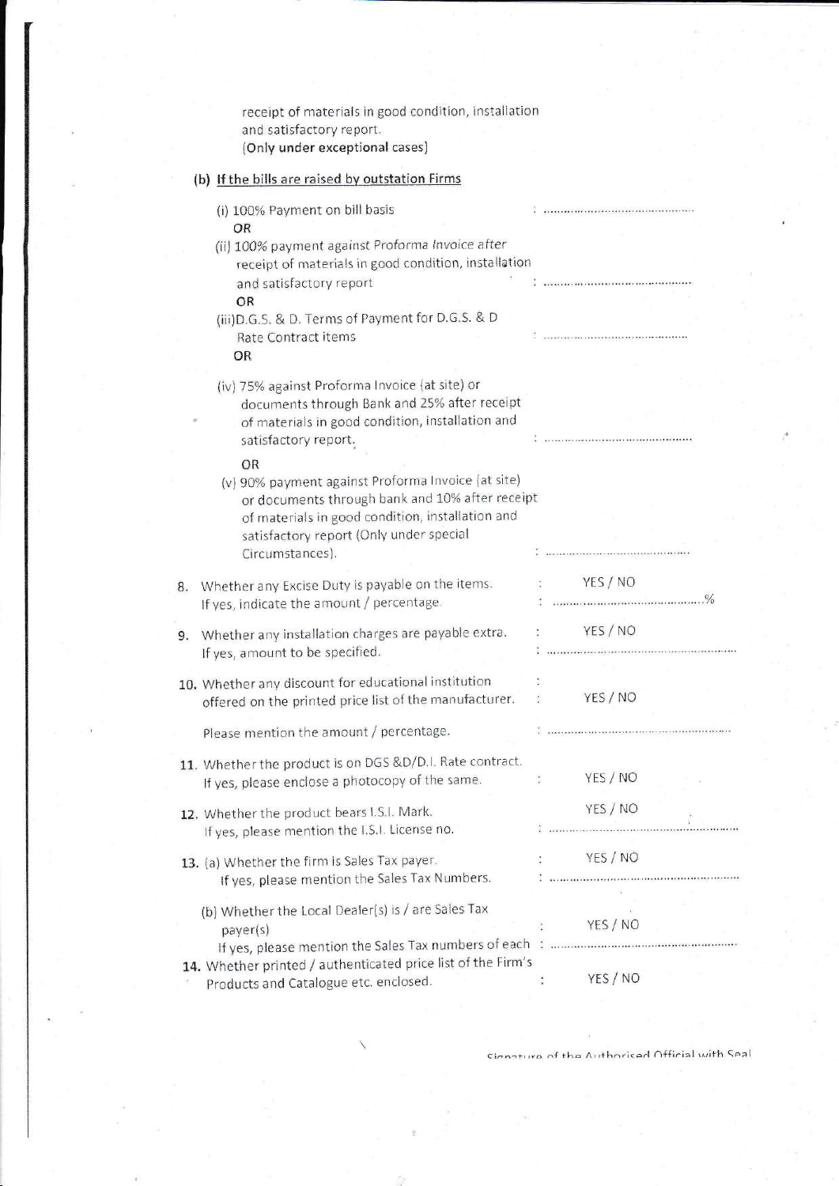receipt of materials in good condition, installation and satisfactory report.
(Only under exceptional cases)

**(b) If the bills are raised by outstation Firms**

(i) 100% Payment on bill basis : ..............................................

OR

(ii) 100% payment against Proforma Invoice after receipt of materials in good condition, installation and satisfactory report : ..............................................

OR

(iii) D.G.S. & D. Terms of Payment for D.G.S. & D Rate Contract items : ..............................................

OR

(iv) 75% against Proforma Invoice (at site) or documents through Bank and 25% after receipt of materials in good condition, installation and satisfactory report. : ..............................................

OR

(v) 90% payment against Proforma Invoice (at site) or documents through bank and 10% after receipt of materials in good condition, installation and satisfactory report (Only under special Circumstances). : ..............................................

8. Whether any Excise Duty is payable on the items. : YES / NO
   If yes, indicate the amount / percentage. : ..............................................%

9. Whether any installation charges are payable extra. : YES / NO
   If yes, amount to be specified. : ..............................................

10. Whether any discount for educational institution offered on the printed price list of the manufacturer. : YES / NO

    Please mention the amount / percentage. : ..............................................

11. Whether the product is on DGS &D/D.I. Rate contract. If yes, please enclose a photocopy of the same. : YES / NO

12. Whether the product bears I.S.I. Mark. YES / NO
    If yes, please mention the I.S.I. License no. : ..............................................

13. (a) Whether the firm is Sales Tax payer. : YES / NO
    If yes, please mention the Sales Tax Numbers. : ..............................................

    (b) Whether the Local Dealer(s) is / are Sales Tax payer(s) : YES / NO
    If yes, please mention the Sales Tax numbers of each : ..............................................

14. Whether printed / authenticated price list of the Firm's Products and Catalogue etc. enclosed. : YES / NO

Signature of the Authorised Official with Seal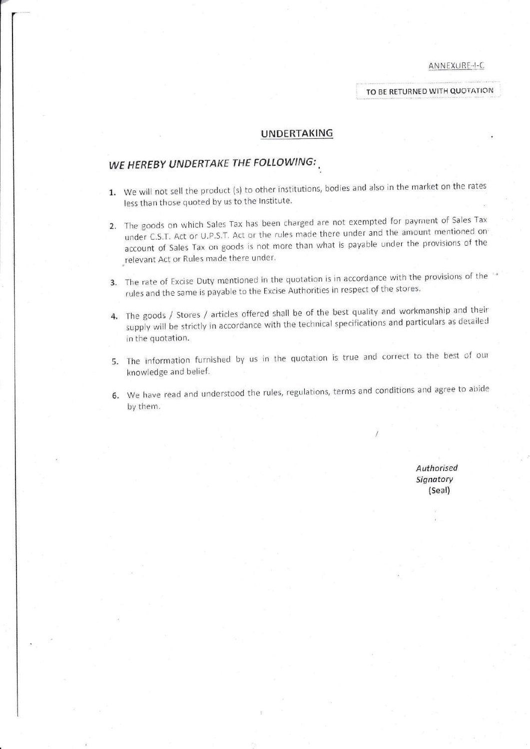ANNEXURE-I-C

TO BE RETURNED WITH QUOTATION

## UNDERTAKING

### *WE HEREBY UNDERTAKE THE FOLLOWING:*

1. We will not sell the product (s) to other institutions, bodies and also in the market on the rates less than those quoted by us to the Institute.
2. The goods on which Sales Tax has been charged are not exempted for payment of Sales Tax under C.S.T. Act or U.P.S.T. Act or the rules made there under and the amount mentioned on account of Sales Tax on goods is not more than what is payable under the provisions of the relevant Act or Rules made there under.
3. The rate of Excise Duty mentioned in the quotation is in accordance with the provisions of the rules and the same is payable to the Excise Authorities in respect of the stores.
4. The goods / Stores / articles offered shall be of the best quality and workmanship and their supply will be strictly in accordance with the technical specifications and particulars as detailed in the quotation.
5. The information furnished by us in the quotation is true and correct to the best of our knowledge and belief.
6. We have read and understood the rules, regulations, terms and conditions and agree to abide by them.

*Authorised Signatory*
(Seal)